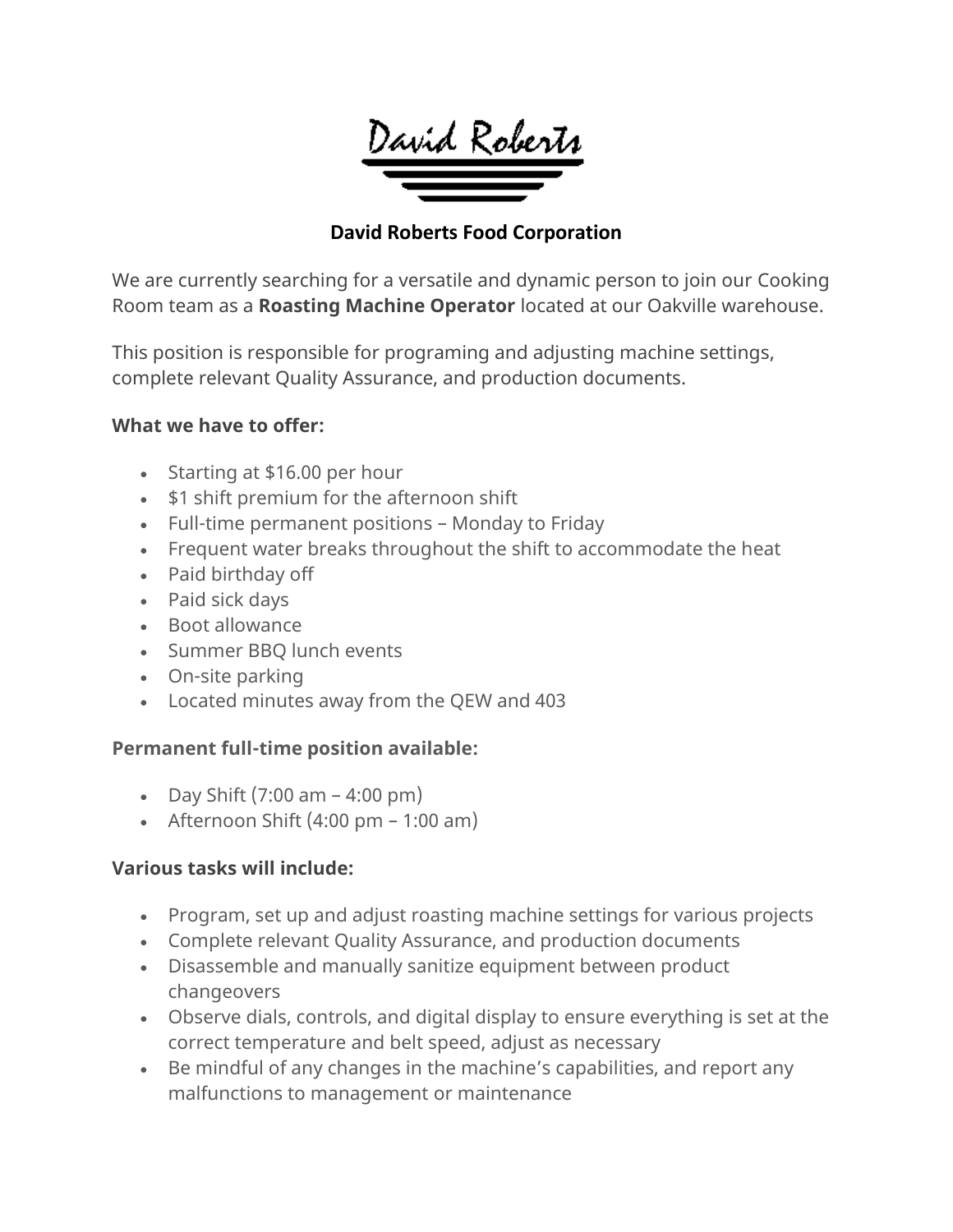David Roberts

## David Roberts Food Corporation

We are currently searching for a versatile and dynamic person to join our Cooking Room team as a **Roasting Machine Operator** located at our Oakville warehouse.

This position is responsible for programing and adjusting machine settings, complete relevant Quality Assurance, and production documents.

**What we have to offer:**

- Starting at $16.00 per hour
- $1 shift premium for the afternoon shift
- Full-time permanent positions – Monday to Friday
- Frequent water breaks throughout the shift to accommodate the heat
- Paid birthday off
- Paid sick days
- Boot allowance
- Summer BBQ lunch events
- On-site parking
- Located minutes away from the QEW and 403

**Permanent full-time position available:**

- Day Shift (7:00 am – 4:00 pm)
- Afternoon Shift (4:00 pm – 1:00 am)

**Various tasks will include:**

- Program, set up and adjust roasting machine settings for various projects
- Complete relevant Quality Assurance, and production documents
- Disassemble and manually sanitize equipment between product changeovers
- Observe dials, controls, and digital display to ensure everything is set at the correct temperature and belt speed, adjust as necessary
- Be mindful of any changes in the machine's capabilities, and report any malfunctions to management or maintenance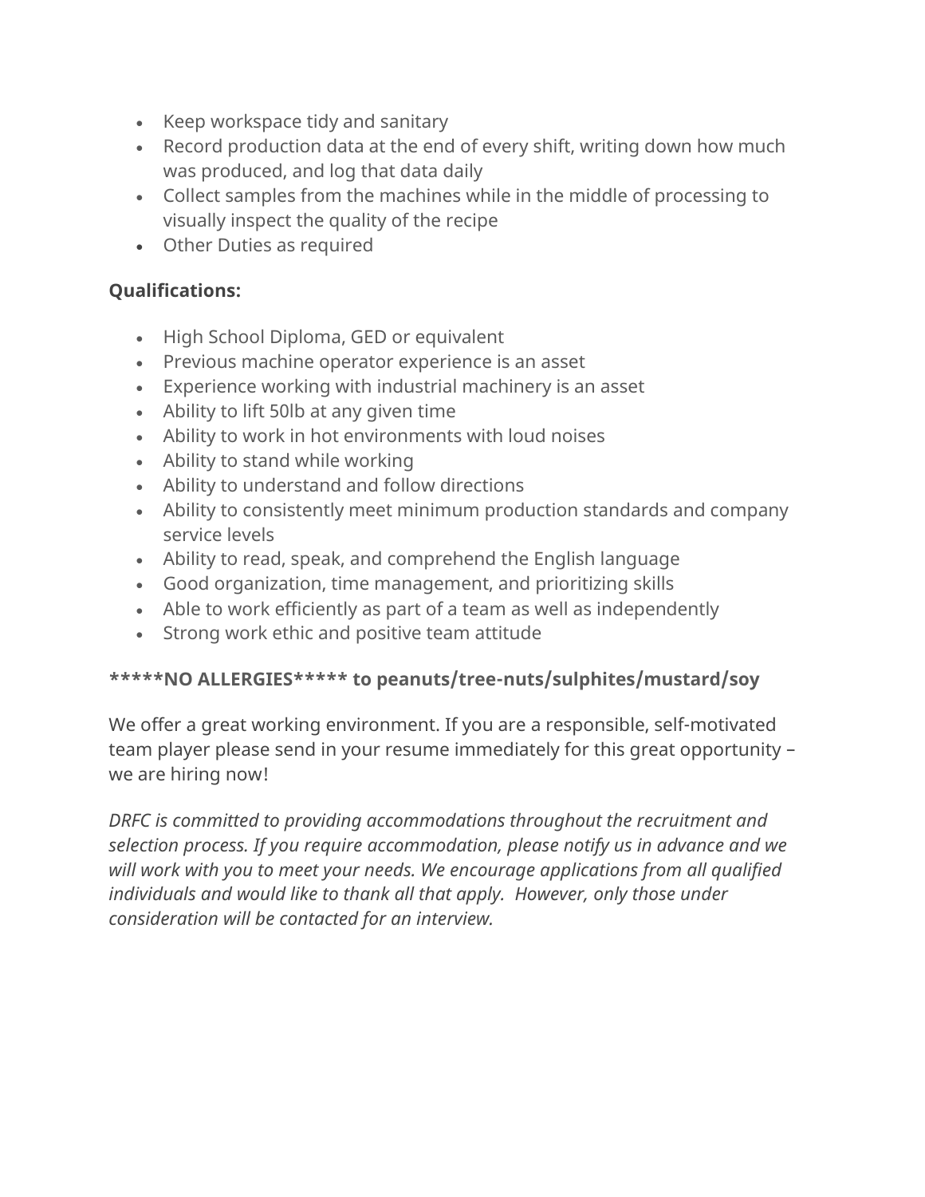- Keep workspace tidy and sanitary
- Record production data at the end of every shift, writing down how much was produced, and log that data daily
- Collect samples from the machines while in the middle of processing to visually inspect the quality of the recipe
- Other Duties as required

**Qualifications:**

- High School Diploma, GED or equivalent
- Previous machine operator experience is an asset
- Experience working with industrial machinery is an asset
- Ability to lift 50lb at any given time
- Ability to work in hot environments with loud noises
- Ability to stand while working
- Ability to understand and follow directions
- Ability to consistently meet minimum production standards and company service levels
- Ability to read, speak, and comprehend the English language
- Good organization, time management, and prioritizing skills
- Able to work efficiently as part of a team as well as independently
- Strong work ethic and positive team attitude

**\*\*\*\*\*NO ALLERGIES\*\*\*\*\* to peanuts/tree-nuts/sulphites/mustard/soy**

We offer a great working environment. If you are a responsible, self-motivated team player please send in your resume immediately for this great opportunity – we are hiring now!

*DRFC is committed to providing accommodations throughout the recruitment and selection process. If you require accommodation, please notify us in advance and we will work with you to meet your needs. We encourage applications from all qualified individuals and would like to thank all that apply. However, only those under consideration will be contacted for an interview.*